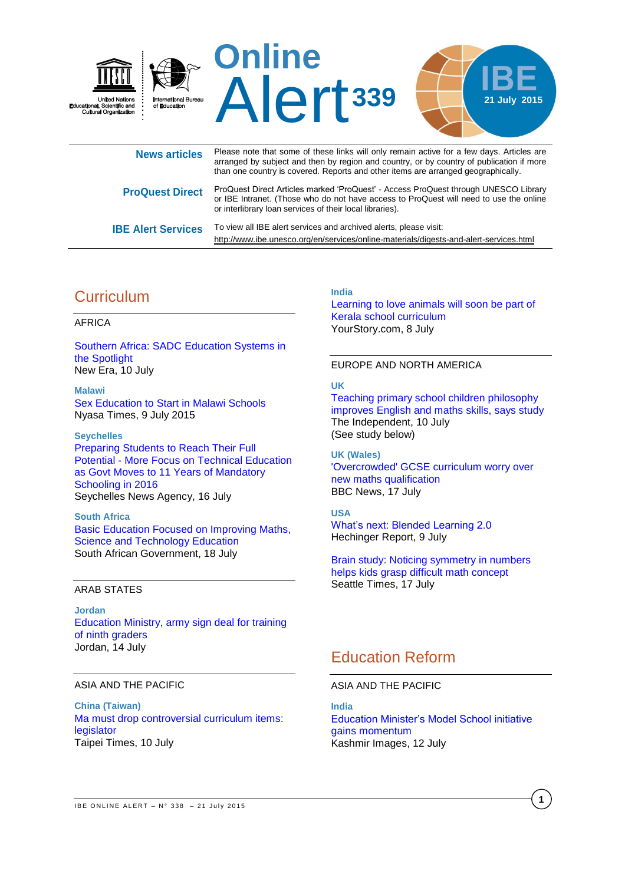United Nations Educational, Scientific and Cultural Organization

International Bureau of Education

# Online Alert 339

IBE 21 July 2015

| | |
|---|---|
| **News articles** | Please note that some of these links will only remain active for a few days. Articles are arranged by subject and then by region and country, or by country of publication if more than one country is covered. Reports and other items are arranged geographically. |
| **ProQuest Direct** | ProQuest Direct Articles marked 'ProQuest' - Access ProQuest through UNESCO Library or IBE Intranet. (Those who do not have access to ProQuest will need to use the online or interlibrary loan services of their local libraries). |
| **IBE Alert Services** | To view all IBE alert services and archived alerts, please visit: http://www.ibe.unesco.org/en/services/online-materials/digests-and-alert-services.html |

## Curriculum

### AFRICA

Southern Africa: SADC Education Systems in the Spotlight
New Era, 10 July

**Malawi**
Sex Education to Start in Malawi Schools
Nyasa Times, 9 July 2015

**Seychelles**
Preparing Students to Reach Their Full Potential - More Focus on Technical Education as Govt Moves to 11 Years of Mandatory Schooling in 2016
Seychelles News Agency, 16 July

**South Africa**
Basic Education Focused on Improving Maths, Science and Technology Education
South African Government, 18 July

### ARAB STATES

**Jordan**
Education Ministry, army sign deal for training of ninth graders
Jordan, 14 July

### ASIA AND THE PACIFIC

**China (Taiwan)**
Ma must drop controversial curriculum items: legislator
Taipei Times, 10 July

**India**
Learning to love animals will soon be part of Kerala school curriculum
YourStory.com, 8 July

### EUROPE AND NORTH AMERICA

**UK**
Teaching primary school children philosophy improves English and maths skills, says study
The Independent, 10 July
(See study below)

**UK (Wales)**
'Overcrowded' GCSE curriculum worry over new maths qualification
BBC News, 17 July

**USA**
What's next: Blended Learning 2.0
Hechinger Report, 9 July

Brain study: Noticing symmetry in numbers helps kids grasp difficult math concept
Seattle Times, 17 July

## Education Reform

### ASIA AND THE PACIFIC

**India**
Education Minister's Model School initiative gains momentum
Kashmir Images, 12 July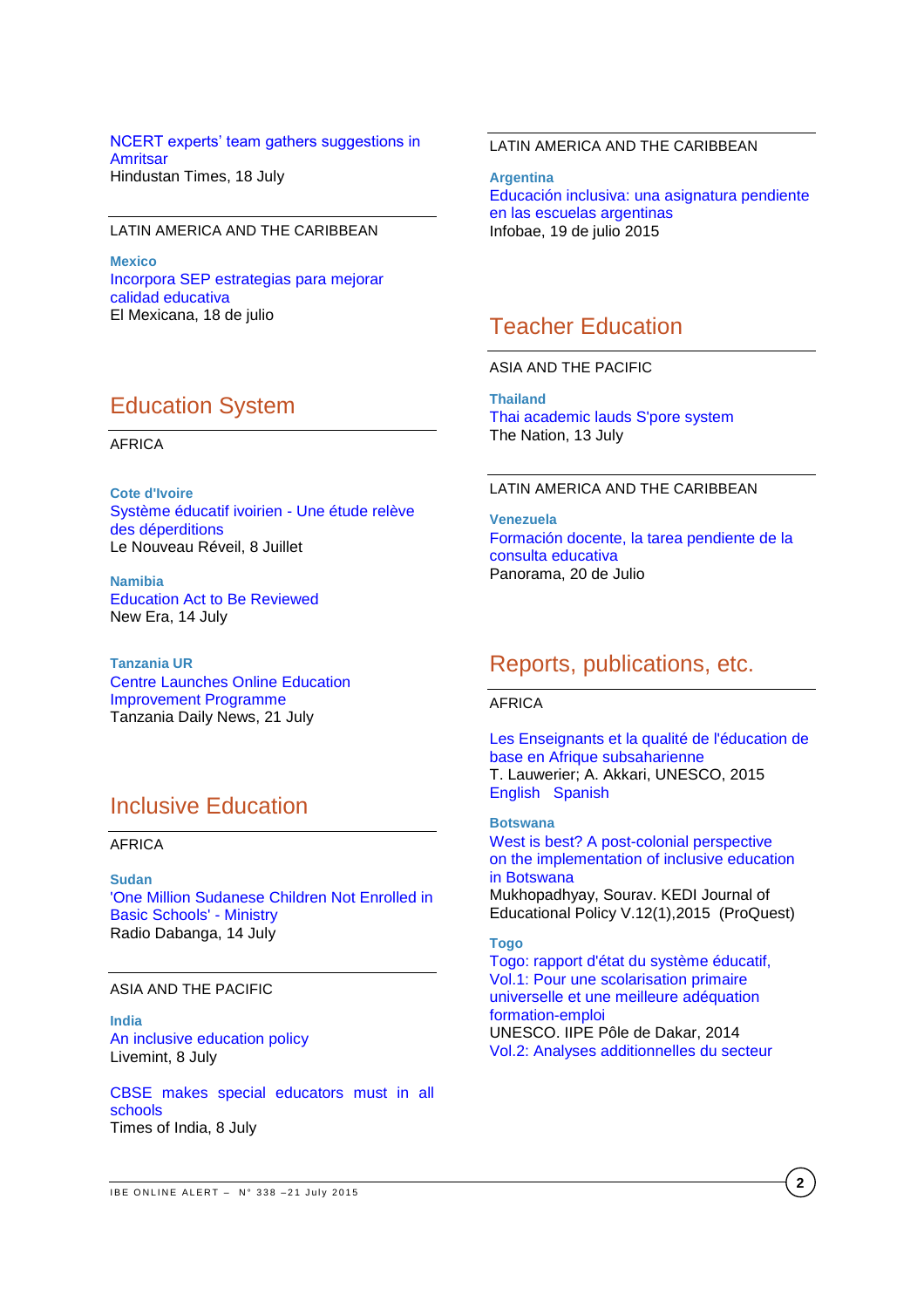NCERT experts' team gathers suggestions in Amritsar
Hindustan Times, 18 July

LATIN AMERICA AND THE CARIBBEAN

**Mexico**
Incorpora SEP estrategias para mejorar calidad educativa
El Mexicana, 18 de julio

## Education System

AFRICA

**Cote d'Ivoire**
Système éducatif ivoirien - Une étude relève des déperditions
Le Nouveau Réveil, 8 Juillet

**Namibia**
Education Act to Be Reviewed
New Era, 14 July

**Tanzania UR**
Centre Launches Online Education Improvement Programme
Tanzania Daily News, 21 July

## Inclusive Education

AFRICA

**Sudan**
'One Million Sudanese Children Not Enrolled in Basic Schools' - Ministry
Radio Dabanga, 14 July

ASIA AND THE PACIFIC

**India**
An inclusive education policy
Livemint, 8 July

CBSE makes special educators must in all schools
Times of India, 8 July

LATIN AMERICA AND THE CARIBBEAN

**Argentina**
Educación inclusiva: una asignatura pendiente en las escuelas argentinas
Infobae, 19 de julio 2015

## Teacher Education

ASIA AND THE PACIFIC

**Thailand**
Thai academic lauds S'pore system
The Nation, 13 July

LATIN AMERICA AND THE CARIBBEAN

**Venezuela**
Formación docente, la tarea pendiente de la consulta educativa
Panorama, 20 de Julio

## Reports, publications, etc.

AFRICA

Les Enseignants et la qualité de l'éducation de base en Afrique subsaharienne
T. Lauwerier; A. Akkari, UNESCO, 2015
English Spanish

**Botswana**
West is best? A post-colonial perspective on the implementation of inclusive education in Botswana
Mukhopadhyay, Sourav. KEDI Journal of Educational Policy V.12(1),2015 (ProQuest)

**Togo**
Togo: rapport d'état du système éducatif, Vol.1: Pour une scolarisation primaire universelle et une meilleure adéquation formation-emploi
UNESCO. IIPE Pôle de Dakar, 2014
Vol.2: Analyses additionnelles du secteur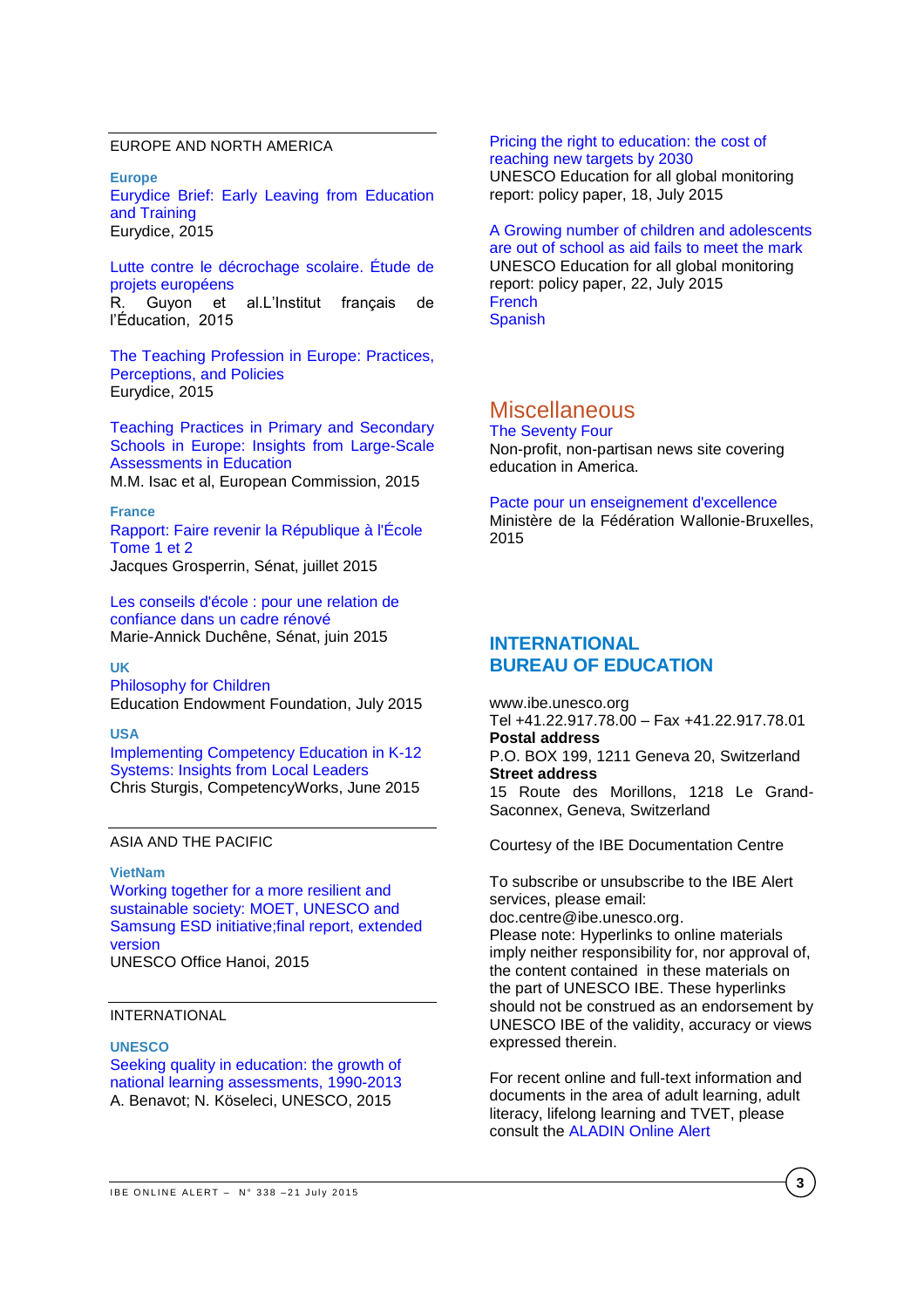## EUROPE AND NORTH AMERICA

### Europe

Eurydice Brief: Early Leaving from Education and Training
Eurydice, 2015

Lutte contre le décrochage scolaire. Étude de projets européens
R. Guyon et al.L'Institut français de l'Éducation, 2015

The Teaching Profession in Europe: Practices, Perceptions, and Policies
Eurydice, 2015

Teaching Practices in Primary and Secondary Schools in Europe: Insights from Large-Scale Assessments in Education
M.M. Isac et al, European Commission, 2015

### France

Rapport: Faire revenir la République à l'École Tome 1 et 2
Jacques Grosperrin, Sénat, juillet 2015

Les conseils d'école : pour une relation de confiance dans un cadre rénové
Marie-Annick Duchêne, Sénat, juin 2015

### UK

Philosophy for Children
Education Endowment Foundation, July 2015

### USA

Implementing Competency Education in K-12 Systems: Insights from Local Leaders
Chris Sturgis, CompetencyWorks, June 2015

## ASIA AND THE PACIFIC

### VietNam

Working together for a more resilient and sustainable society: MOET, UNESCO and Samsung ESD initiative;final report, extended version
UNESCO Office Hanoi, 2015

## INTERNATIONAL

### UNESCO

Seeking quality in education: the growth of national learning assessments, 1990-2013
A. Benavot; N. Köseleci, UNESCO, 2015

Pricing the right to education: the cost of reaching new targets by 2030
UNESCO Education for all global monitoring report: policy paper, 18, July 2015

A Growing number of children and adolescents are out of school as aid fails to meet the mark
UNESCO Education for all global monitoring report: policy paper, 22, July 2015
French
Spanish

## Miscellaneous

The Seventy Four
Non-profit, non-partisan news site covering education in America.

Pacte pour un enseignement d'excellence
Ministère de la Fédération Wallonie-Bruxelles, 2015

## INTERNATIONAL BUREAU OF EDUCATION

www.ibe.unesco.org
Tel +41.22.917.78.00 – Fax +41.22.917.78.01
**Postal address**
P.O. BOX 199, 1211 Geneva 20, Switzerland
**Street address**
15 Route des Morillons, 1218 Le Grand-Saconnex, Geneva, Switzerland

Courtesy of the IBE Documentation Centre

To subscribe or unsubscribe to the IBE Alert services, please email: doc.centre@ibe.unesco.org.
Please note: Hyperlinks to online materials imply neither responsibility for, nor approval of, the content contained in these materials on the part of UNESCO IBE. These hyperlinks should not be construed as an endorsement by UNESCO IBE of the validity, accuracy or views expressed therein.

For recent online and full-text information and documents in the area of adult learning, adult literacy, lifelong learning and TVET, please consult the ALADIN Online Alert